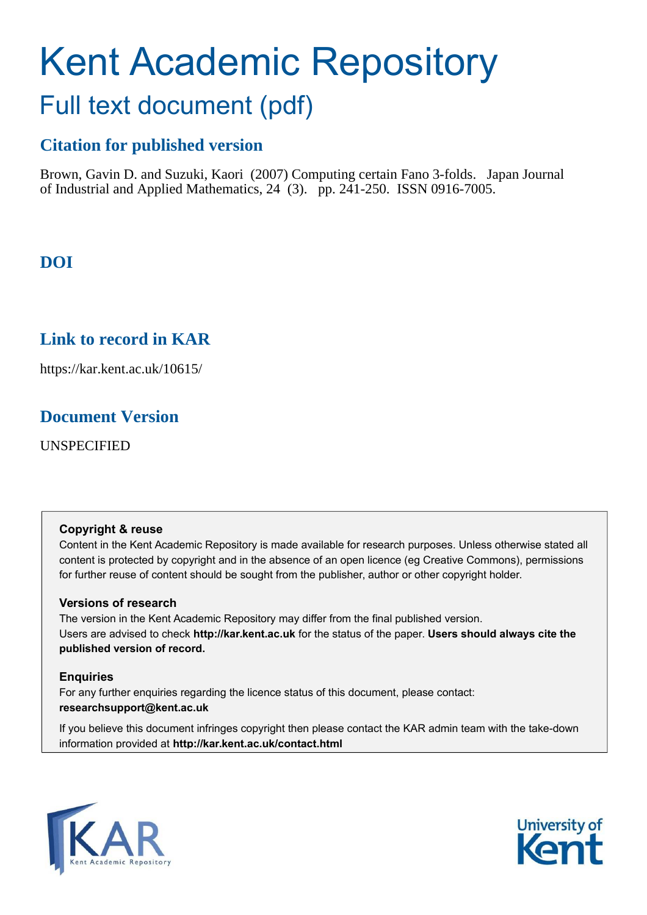# Kent Academic Repository

## Full text document (pdf)

### Citation for published version

Brown, Gavin D. and Suzuki, Kaori (2007) Computing certain Fano 3-folds. Japan Journal of Industrial and Applied Mathematics, 24 (3). pp. 241-250. ISSN 0916-7005.

### DOI

### Link to record in KAR

https://kar.kent.ac.uk/10615/

### Document Version

UNSPECIFIED

**Copyright & reuse**

Content in the Kent Academic Repository is made available for research purposes. Unless otherwise stated all content is protected by copyright and in the absence of an open licence (eg Creative Commons), permissions for further reuse of content should be sought from the publisher, author or other copyright holder.

**Versions of research**

The version in the Kent Academic Repository may differ from the final published version. Users are advised to check **http://kar.kent.ac.uk** for the status of the paper. **Users should always cite the published version of record.**

**Enquiries**

For any further enquiries regarding the licence status of this document, please contact: **researchsupport@kent.ac.uk**

If you believe this document infringes copyright then please contact the KAR admin team with the take-down information provided at **http://kar.kent.ac.uk/contact.html**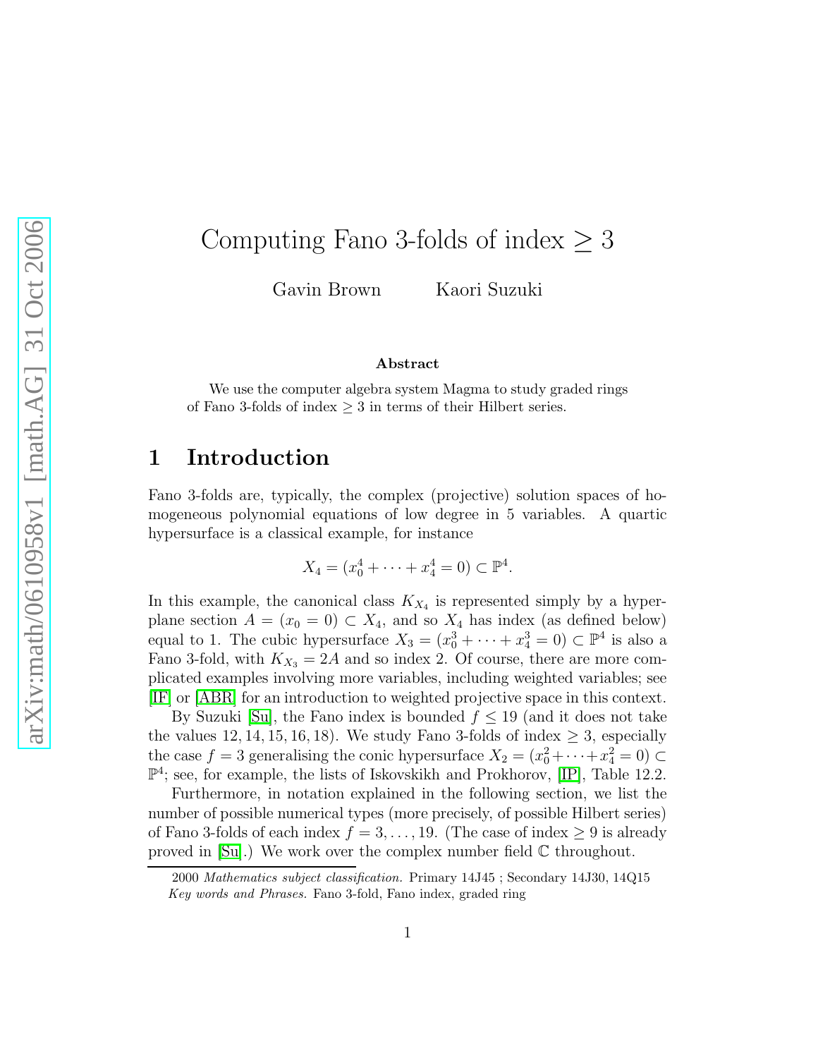# Computing Fano 3-folds of index $\geq 3$

Gavin Brown Kaori Suzuki

**Abstract**

We use the computer algebra system Magma to study graded rings of Fano 3-folds of index $\geq 3$ in terms of their Hilbert series.

## 1 Introduction

Fano 3-folds are, typically, the complex (projective) solution spaces of homogeneous polynomial equations of low degree in 5 variables. A quartic hypersurface is a classical example, for instance

$$X_4 = (x_0^4 + \cdots + x_4^4 = 0) \subset \mathbb{P}^4.$$

In this example, the canonical class $K_{X_4}$ is represented simply by a hyperplane section $A = (x_0 = 0) \subset X_4$, and so $X_4$ has index (as defined below) equal to 1. The cubic hypersurface $X_3 = (x_0^3 + \cdots + x_4^3 = 0) \subset \mathbb{P}^4$ is also a Fano 3-fold, with $K_{X_3} = 2A$ and so index 2. Of course, there are more complicated examples involving more variables, including weighted variables; see [IF] or [ABR] for an introduction to weighted projective space in this context.

By Suzuki [Su], the Fano index is bounded $f \leq 19$ (and it does not take the values $12, 14, 15, 16, 18$). We study Fano 3-folds of index $\geq 3$, especially the case $f = 3$ generalising the conic hypersurface $X_2 = (x_0^2 + \cdots + x_4^2 = 0) \subset \mathbb{P}^4$; see, for example, the lists of Iskovskikh and Prokhorov, [IP], Table 12.2.

Furthermore, in notation explained in the following section, we list the number of possible numerical types (more precisely, of possible Hilbert series) of Fano 3-folds of each index $f = 3, \ldots, 19$. (The case of index $\geq 9$ is already proved in [Su].) We work over the complex number field $\mathbb{C}$ throughout.

2000 *Mathematics subject classification.* Primary 14J45 ; Secondary 14J30, 14Q15
*Key words and Phrases.* Fano 3-fold, Fano index, graded ring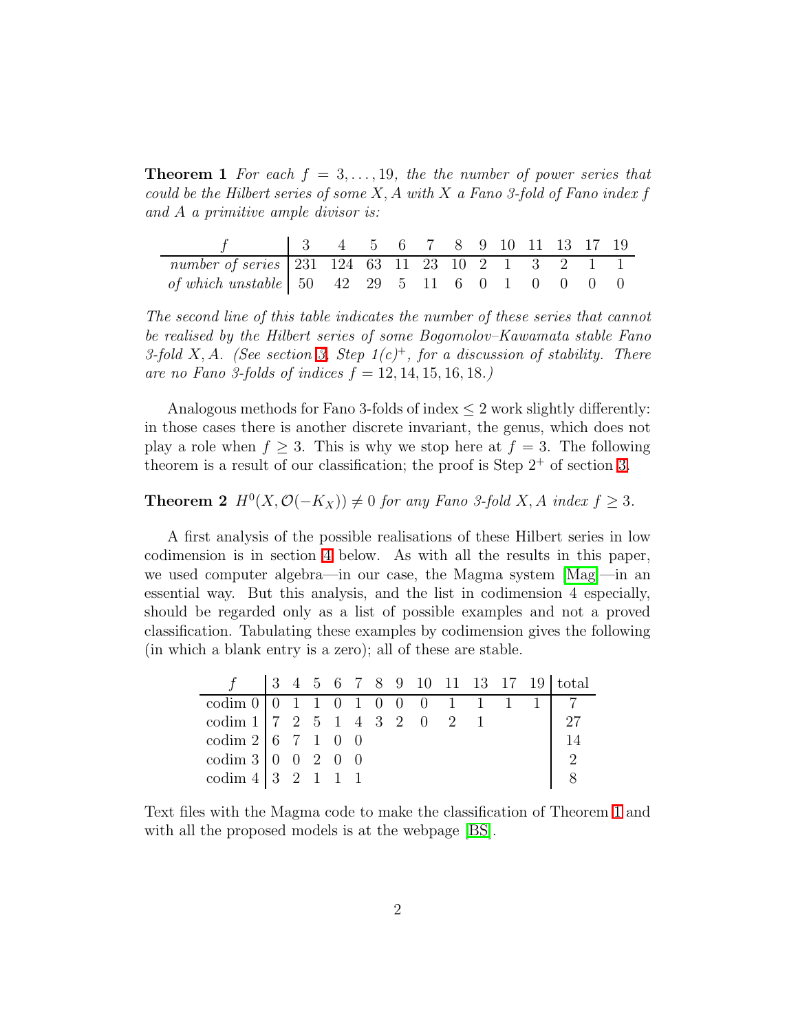**Theorem 1** *For each $f = 3, \ldots, 19$, the the number of power series that could be the Hilbert series of some $X, A$ with $X$ a Fano 3-fold of Fano index $f$ and $A$ a primitive ample divisor is:*

| $f$ | 3 | 4 | 5 | 6 | 7 | 8 | 9 | 10 | 11 | 13 | 17 | 19 |
|---|---|---|---|---|---|---|---|---|---|---|---|---|
| *number of series* | 231 | 124 | 63 | 11 | 23 | 10 | 2 | 1 | 3 | 2 | 1 | 1 |
| *of which unstable* | 50 | 42 | 29 | 5 | 11 | 6 | 0 | 1 | 0 | 0 | 0 | 0 |

*The second line of this table indicates the number of these series that cannot be realised by the Hilbert series of some Bogomolov–Kawamata stable Fano 3-fold $X, A$. (See section 3, Step $1(c)^+$, for a discussion of stability. There are no Fano 3-folds of indices $f = 12, 14, 15, 16, 18$.)*

Analogous methods for Fano 3-folds of index $\leq 2$ work slightly differently: in those cases there is another discrete invariant, the genus, which does not play a role when $f \geq 3$. This is why we stop here at $f = 3$. The following theorem is a result of our classification; the proof is Step $2^+$ of section 3.

**Theorem 2** *$H^0(X, \mathcal{O}(-K_X)) \neq 0$ for any Fano 3-fold $X, A$ index $f \geq 3$.*

A first analysis of the possible realisations of these Hilbert series in low codimension is in section 4 below. As with all the results in this paper, we used computer algebra—in our case, the Magma system [Mag]—in an essential way. But this analysis, and the list in codimension 4 especially, should be regarded only as a list of possible examples and not a proved classification. Tabulating these examples by codimension gives the following (in which a blank entry is a zero); all of these are stable.

| $f$ | 3 | 4 | 5 | 6 | 7 | 8 | 9 | 10 | 11 | 13 | 17 | 19 | total |
|---|---|---|---|---|---|---|---|---|---|---|---|---|---|
| codim 0 | 0 | 1 | 1 | 0 | 1 | 0 | 0 | 0 | 1 | 1 | 1 | 1 | 7 |
| codim 1 | 7 | 2 | 5 | 1 | 4 | 3 | 2 | 0 | 2 | 1 | | | 27 |
| codim 2 | 6 | 7 | 1 | 0 | 0 | | | | | | | | 14 |
| codim 3 | 0 | 0 | 2 | 0 | 0 | | | | | | | | 2 |
| codim 4 | 3 | 2 | 1 | 1 | 1 | | | | | | | | 8 |

Text files with the Magma code to make the classification of Theorem 1 and with all the proposed models is at the webpage [BS].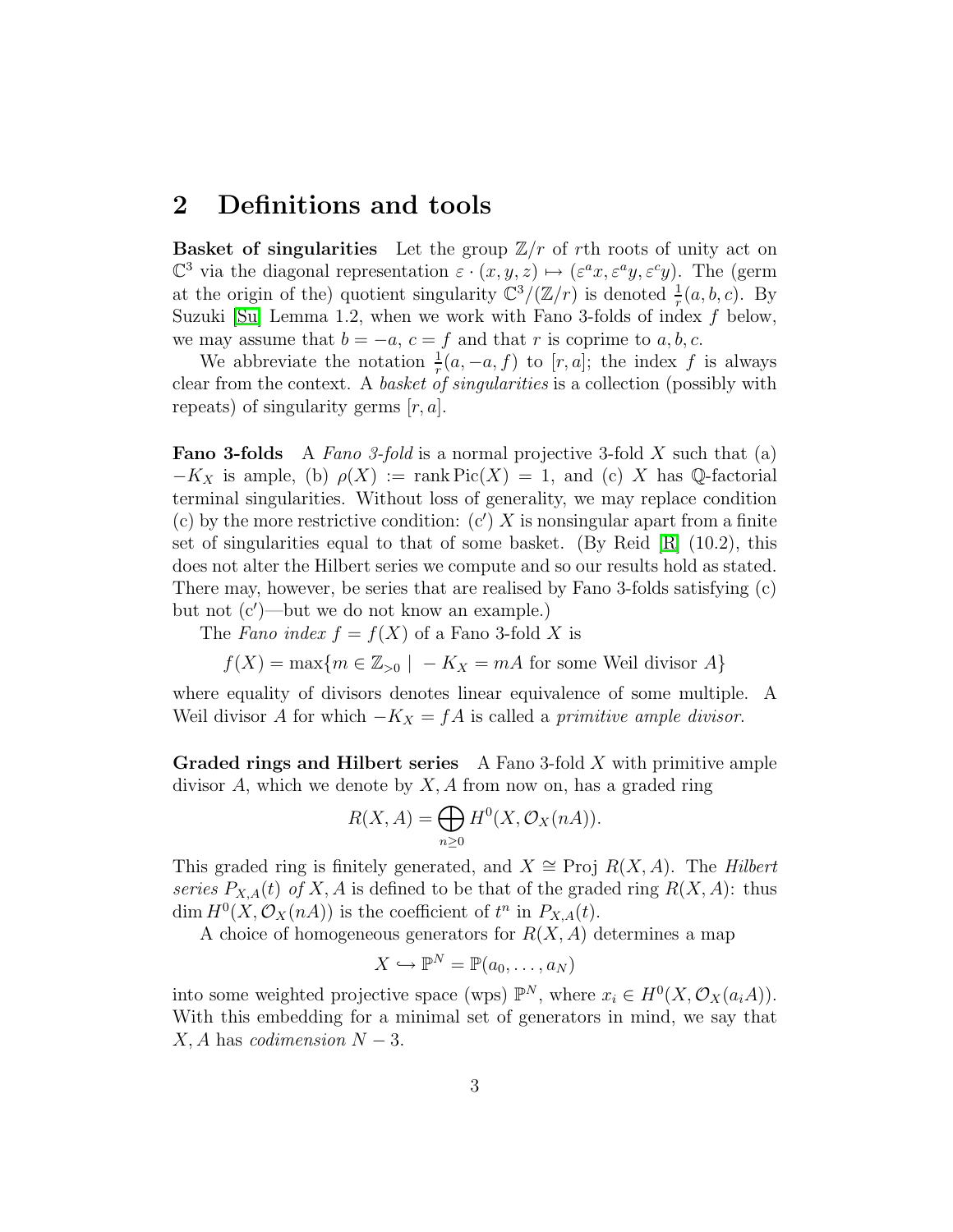## 2 Definitions and tools

**Basket of singularities** Let the group $\mathbb{Z}/r$ of $r$th roots of unity act on $\mathbb{C}^3$ via the diagonal representation $\varepsilon \cdot (x, y, z) \mapsto (\varepsilon^a x, \varepsilon^a y, \varepsilon^c y)$. The (germ at the origin of the) quotient singularity $\mathbb{C}^3/(\mathbb{Z}/r)$ is denoted $\frac{1}{r}(a, b, c)$. By Suzuki [Su] Lemma 1.2, when we work with Fano 3-folds of index $f$ below, we may assume that $b = -a$, $c = f$ and that $r$ is coprime to $a, b, c$.

We abbreviate the notation $\frac{1}{r}(a, -a, f)$ to $[r, a]$; the index $f$ is always clear from the context. A *basket of singularities* is a collection (possibly with repeats) of singularity germs $[r, a]$.

**Fano 3-folds** A *Fano 3-fold* is a normal projective 3-fold $X$ such that (a) $-K_X$ is ample, (b) $\rho(X) := \operatorname{rank} \operatorname{Pic}(X) = 1$, and (c) $X$ has $\mathbb{Q}$-factorial terminal singularities. Without loss of generality, we may replace condition (c) by the more restrictive condition: (c′) $X$ is nonsingular apart from a finite set of singularities equal to that of some basket. (By Reid [R] (10.2), this does not alter the Hilbert series we compute and so our results hold as stated. There may, however, be series that are realised by Fano 3-folds satisfying (c) but not (c′)—but we do not know an example.)

The *Fano index* $f = f(X)$ of a Fano 3-fold $X$ is

$$f(X) = \max\{m \in \mathbb{Z}_{>0} \mid -K_X = mA \text{ for some Weil divisor } A\}$$

where equality of divisors denotes linear equivalence of some multiple. A Weil divisor $A$ for which $-K_X = fA$ is called a *primitive ample divisor*.

**Graded rings and Hilbert series** A Fano 3-fold $X$ with primitive ample divisor $A$, which we denote by $X, A$ from now on, has a graded ring

$$R(X, A) = \bigoplus_{n \geq 0} H^0(X, \mathcal{O}_X(nA)).$$

This graded ring is finitely generated, and $X \cong \operatorname{Proj} R(X, A)$. The *Hilbert series* $P_{X,A}(t)$ *of* $X, A$ is defined to be that of the graded ring $R(X, A)$: thus $\dim H^0(X, \mathcal{O}_X(nA))$ is the coefficient of $t^n$ in $P_{X,A}(t)$.

A choice of homogeneous generators for $R(X, A)$ determines a map

$$X \hookrightarrow \mathbb{P}^N = \mathbb{P}(a_0, \ldots, a_N)$$

into some weighted projective space (wps) $\mathbb{P}^N$, where $x_i \in H^0(X, \mathcal{O}_X(a_i A))$. With this embedding for a minimal set of generators in mind, we say that $X, A$ has *codimension* $N - 3$.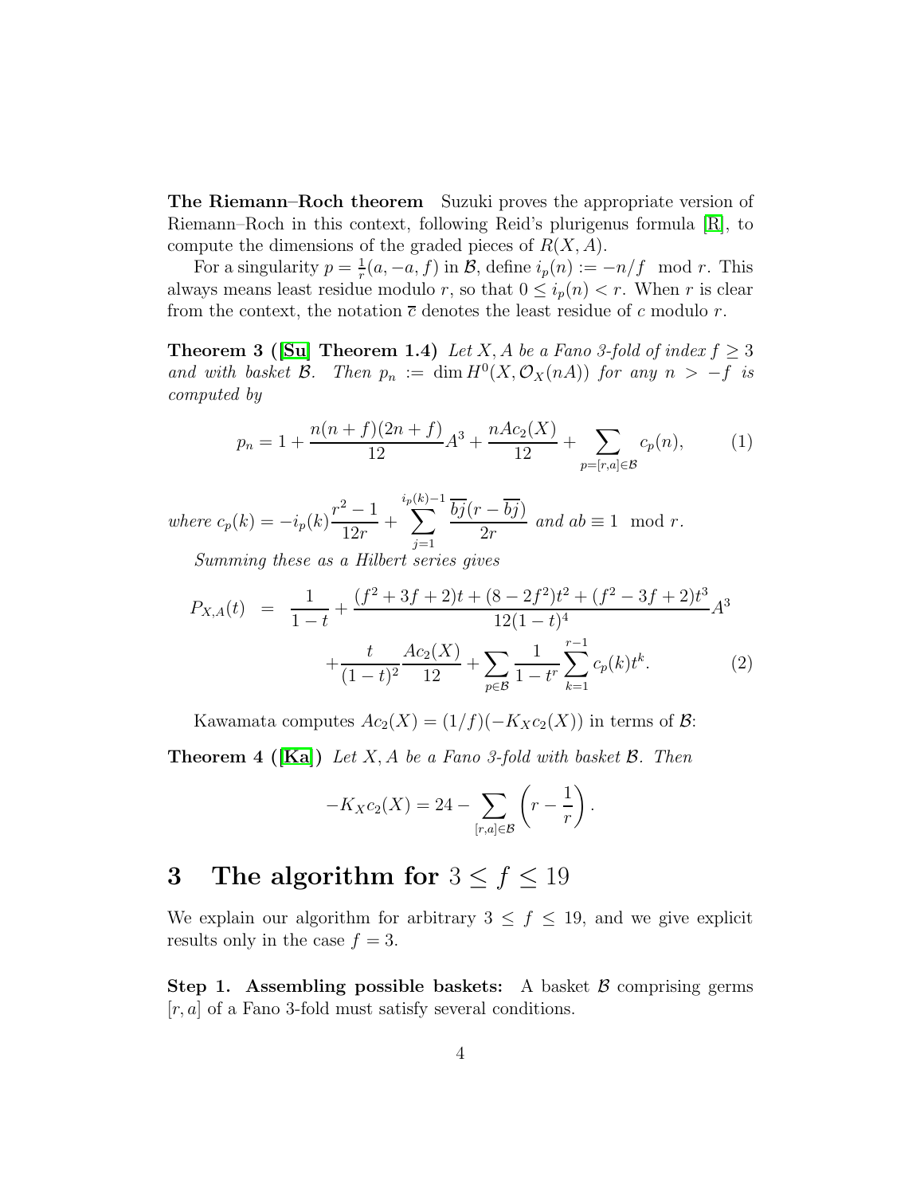**The Riemann–Roch theorem** Suzuki proves the appropriate version of Riemann–Roch in this context, following Reid's plurigenus formula [R], to compute the dimensions of the graded pieces of $R(X, A)$.

For a singularity $p = \frac{1}{r}(a, -a, f)$ in $\mathcal{B}$, define $i_p(n) := -n/f \mod r$. This always means least residue modulo $r$, so that $0 \leq i_p(n) < r$. When $r$ is clear from the context, the notation $\overline{c}$ denotes the least residue of $c$ modulo $r$.

**Theorem 3 ([Su] Theorem 1.4)** *Let $X, A$ be a Fano 3-fold of index $f \geq 3$ and with basket $\mathcal{B}$. Then $p_n := \dim H^0(X, \mathcal{O}_X(nA))$ for any $n > -f$ is computed by*

$$p_n = 1 + \frac{n(n+f)(2n+f)}{12}A^3 + \frac{nAc_2(X)}{12} + \sum_{p=[r,a]\in\mathcal{B}} c_p(n), \tag{1}$$

*where $c_p(k) = -i_p(k)\frac{r^2-1}{12r} + \sum_{j=1}^{i_p(k)-1} \frac{\overline{bj}(r-\overline{bj})}{2r}$ and $ab \equiv 1 \mod r$.*

*Summing these as a Hilbert series gives*

$$\begin{aligned} P_{X,A}(t) &= \frac{1}{1-t} + \frac{(f^2+3f+2)t + (8-2f^2)t^2 + (f^2-3f+2)t^3}{12(1-t)^4}A^3 \\ &\quad + \frac{t}{(1-t)^2}\frac{Ac_2(X)}{12} + \sum_{p\in\mathcal{B}} \frac{1}{1-t^r}\sum_{k=1}^{r-1} c_p(k)t^k. \end{aligned} \tag{2}$$

Kawamata computes $Ac_2(X) = (1/f)(-K_Xc_2(X))$ in terms of $\mathcal{B}$:

**Theorem 4 ([Ka])** *Let $X, A$ be a Fano 3-fold with basket $\mathcal{B}$. Then*

$$-K_Xc_2(X) = 24 - \sum_{[r,a]\in\mathcal{B}} \left(r - \frac{1}{r}\right).$$

# 3 The algorithm for $3 \leq f \leq 19$

We explain our algorithm for arbitrary $3 \leq f \leq 19$, and we give explicit results only in the case $f = 3$.

**Step 1. Assembling possible baskets:** A basket $\mathcal{B}$ comprising germs $[r, a]$ of a Fano 3-fold must satisfy several conditions.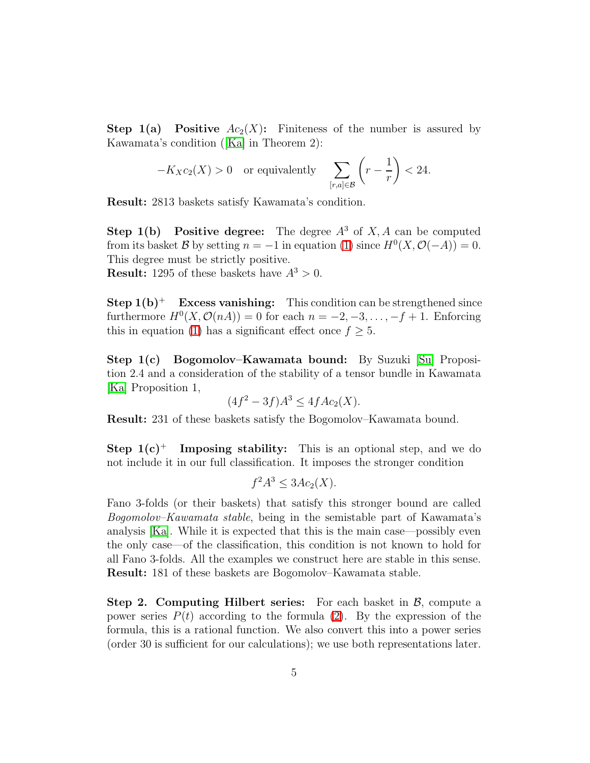**Step 1(a) Positive $Ac_2(X)$:** Finiteness of the number is assured by Kawamata's condition ([Ka] in Theorem 2):

$$-K_X c_2(X) > 0 \quad \text{or equivalently} \quad \sum_{[r,a]\in\mathcal{B}} \left(r - \frac{1}{r}\right) < 24.$$

**Result:** 2813 baskets satisfy Kawamata's condition.

**Step 1(b) Positive degree:** The degree $A^3$ of $X, A$ can be computed from its basket $\mathcal{B}$ by setting $n = -1$ in equation (1) since $H^0(X, \mathcal{O}(-A)) = 0$. This degree must be strictly positive.
**Result:** 1295 of these baskets have $A^3 > 0$.

**Step 1(b)$^+$ Excess vanishing:** This condition can be strengthened since furthermore $H^0(X, \mathcal{O}(nA)) = 0$ for each $n = -2, -3, \ldots, -f+1$. Enforcing this in equation (1) has a significant effect once $f \geq 5$.

**Step 1(c) Bogomolov–Kawamata bound:** By Suzuki [Su] Proposition 2.4 and a consideration of the stability of a tensor bundle in Kawamata [Ka] Proposition 1,

$$(4f^2 - 3f)A^3 \leq 4fAc_2(X).$$

**Result:** 231 of these baskets satisfy the Bogomolov–Kawamata bound.

**Step 1(c)$^+$ Imposing stability:** This is an optional step, and we do not include it in our full classification. It imposes the stronger condition

$$f^2 A^3 \leq 3Ac_2(X).$$

Fano 3-folds (or their baskets) that satisfy this stronger bound are called *Bogomolov–Kawamata stable*, being in the semistable part of Kawamata's analysis [Ka]. While it is expected that this is the main case—possibly even the only case—of the classification, this condition is not known to hold for all Fano 3-folds. All the examples we construct here are stable in this sense.
**Result:** 181 of these baskets are Bogomolov–Kawamata stable.

**Step 2. Computing Hilbert series:** For each basket in $\mathcal{B}$, compute a power series $P(t)$ according to the formula (2). By the expression of the formula, this is a rational function. We also convert this into a power series (order 30 is sufficient for our calculations); we use both representations later.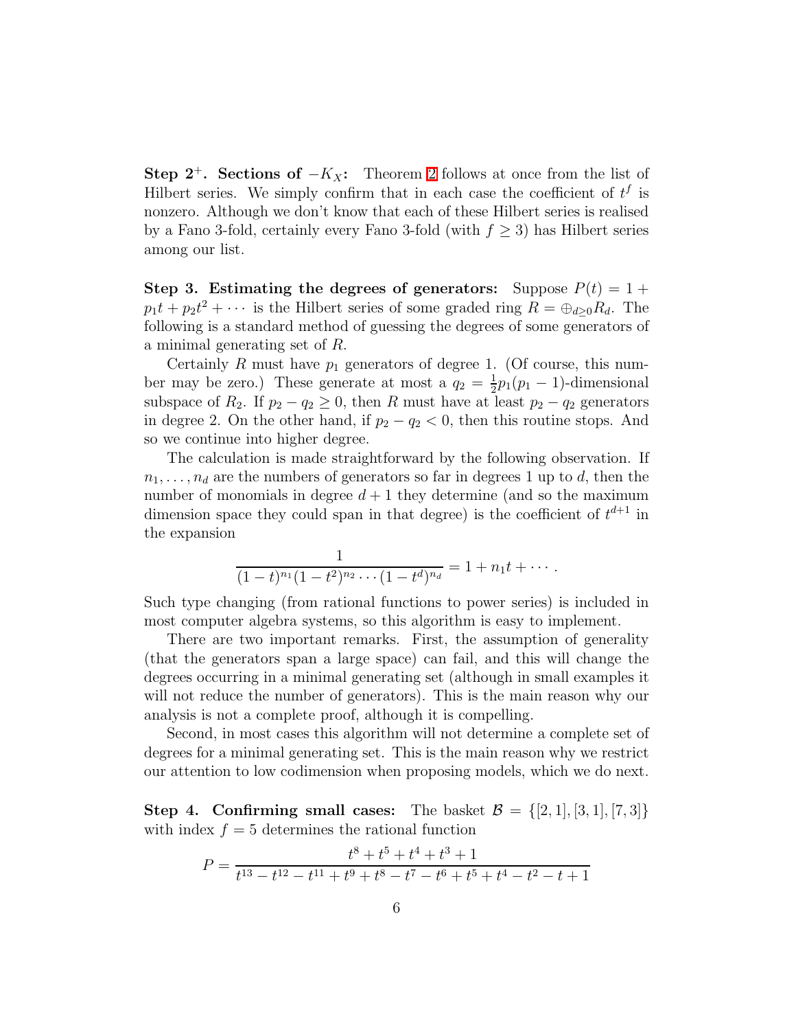**Step 2$^+$. Sections of $-K_X$:** Theorem 2 follows at once from the list of Hilbert series. We simply confirm that in each case the coefficient of $t^f$ is nonzero. Although we don't know that each of these Hilbert series is realised by a Fano 3-fold, certainly every Fano 3-fold (with $f \geq 3$) has Hilbert series among our list.

**Step 3. Estimating the degrees of generators:** Suppose $P(t) = 1 + p_1 t + p_2 t^2 + \cdots$ is the Hilbert series of some graded ring $R = \oplus_{d \geq 0} R_d$. The following is a standard method of guessing the degrees of some generators of a minimal generating set of $R$.

Certainly $R$ must have $p_1$ generators of degree 1. (Of course, this number may be zero.) These generate at most a $q_2 = \frac{1}{2} p_1 (p_1 - 1)$-dimensional subspace of $R_2$. If $p_2 - q_2 \geq 0$, then $R$ must have at least $p_2 - q_2$ generators in degree 2. On the other hand, if $p_2 - q_2 < 0$, then this routine stops. And so we continue into higher degree.

The calculation is made straightforward by the following observation. If $n_1, \ldots, n_d$ are the numbers of generators so far in degrees 1 up to $d$, then the number of monomials in degree $d+1$ they determine (and so the maximum dimension space they could span in that degree) is the coefficient of $t^{d+1}$ in the expansion

$$\frac{1}{(1-t)^{n_1}(1-t^2)^{n_2}\cdots(1-t^d)^{n_d}} = 1 + n_1 t + \cdots.$$

Such type changing (from rational functions to power series) is included in most computer algebra systems, so this algorithm is easy to implement.

There are two important remarks. First, the assumption of generality (that the generators span a large space) can fail, and this will change the degrees occurring in a minimal generating set (although in small examples it will not reduce the number of generators). This is the main reason why our analysis is not a complete proof, although it is compelling.

Second, in most cases this algorithm will not determine a complete set of degrees for a minimal generating set. This is the main reason why we restrict our attention to low codimension when proposing models, which we do next.

**Step 4. Confirming small cases:** The basket $\mathcal{B} = \{[2,1],[3,1],[7,3]\}$ with index $f = 5$ determines the rational function

$$P = \frac{t^8 + t^5 + t^4 + t^3 + 1}{t^{13} - t^{12} - t^{11} + t^9 + t^8 - t^7 - t^6 + t^5 + t^4 - t^2 - t + 1}$$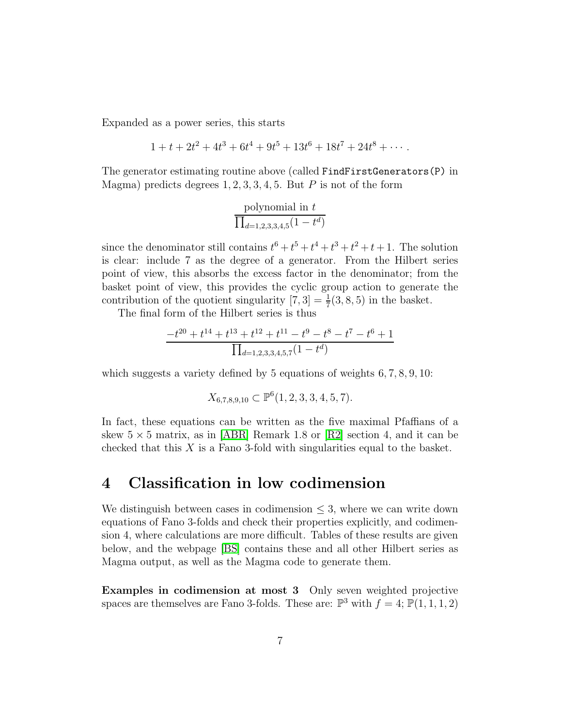Expanded as a power series, this starts

$$1 + t + 2t^2 + 4t^3 + 6t^4 + 9t^5 + 13t^6 + 18t^7 + 24t^8 + \cdots.$$

The generator estimating routine above (called `FindFirstGenerators(P)` in Magma) predicts degrees 1, 2, 3, 3, 4, 5. But $P$ is not of the form

$$\frac{\text{polynomial in } t}{\prod_{d=1,2,3,3,4,5}(1-t^d)}$$

since the denominator still contains $t^6 + t^5 + t^4 + t^3 + t^2 + t + 1$. The solution is clear: include 7 as the degree of a generator. From the Hilbert series point of view, this absorbs the excess factor in the denominator; from the basket point of view, this provides the cyclic group action to generate the contribution of the quotient singularity $[7,3] = \frac{1}{7}(3,8,5)$ in the basket.

The final form of the Hilbert series is thus

$$\frac{-t^{20} + t^{14} + t^{13} + t^{12} + t^{11} - t^9 - t^8 - t^7 - t^6 + 1}{\prod_{d=1,2,3,3,4,5,7}(1-t^d)}$$

which suggests a variety defined by 5 equations of weights 6, 7, 8, 9, 10:

$$X_{6,7,8,9,10} \subset \mathbb{P}^6(1,2,3,3,4,5,7).$$

In fact, these equations can be written as the five maximal Pfaffians of a skew $5 \times 5$ matrix, as in [ABR] Remark 1.8 or [R2] section 4, and it can be checked that this $X$ is a Fano 3-fold with singularities equal to the basket.

# 4 Classification in low codimension

We distinguish between cases in codimension $\leq 3$, where we can write down equations of Fano 3-folds and check their properties explicitly, and codimension 4, where calculations are more difficult. Tables of these results are given below, and the webpage [BS] contains these and all other Hilbert series as Magma output, as well as the Magma code to generate them.

**Examples in codimension at most 3** Only seven weighted projective spaces are themselves are Fano 3-folds. These are: $\mathbb{P}^3$ with $f = 4$; $\mathbb{P}(1,1,1,2)$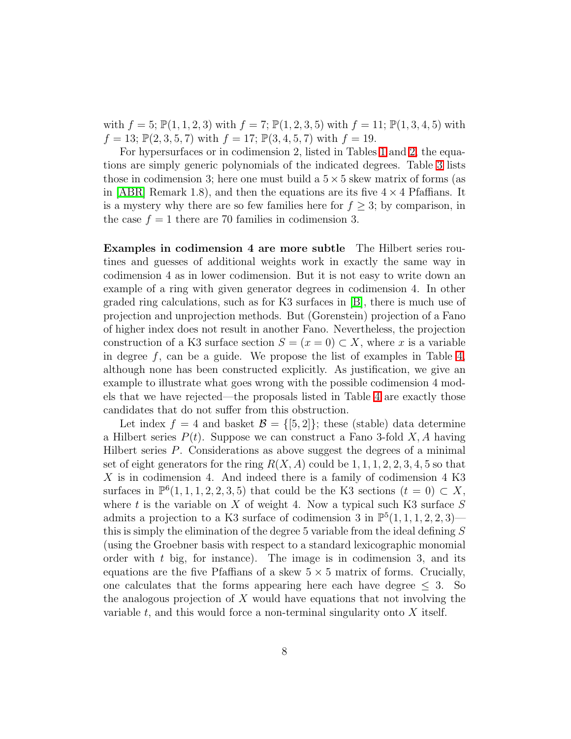with $f = 5$; $\mathbb{P}(1,1,2,3)$ with $f = 7$; $\mathbb{P}(1,2,3,5)$ with $f = 11$; $\mathbb{P}(1,3,4,5)$ with $f = 13$; $\mathbb{P}(2,3,5,7)$ with $f = 17$; $\mathbb{P}(3,4,5,7)$ with $f = 19$.

For hypersurfaces or in codimension 2, listed in Tables 1 and 2, the equations are simply generic polynomials of the indicated degrees. Table 3 lists those in codimension 3; here one must build a $5 \times 5$ skew matrix of forms (as in [ABR] Remark 1.8), and then the equations are its five $4 \times 4$ Pfaffians. It is a mystery why there are so few families here for $f \geq 3$; by comparison, in the case $f = 1$ there are 70 families in codimension 3.

**Examples in codimension 4 are more subtle** The Hilbert series routines and guesses of additional weights work in exactly the same way in codimension 4 as in lower codimension. But it is not easy to write down an example of a ring with given generator degrees in codimension 4. In other graded ring calculations, such as for K3 surfaces in [B], there is much use of projection and unprojection methods. But (Gorenstein) projection of a Fano of higher index does not result in another Fano. Nevertheless, the projection construction of a K3 surface section $S = (x = 0) \subset X$, where $x$ is a variable in degree $f$, can be a guide. We propose the list of examples in Table 4, although none has been constructed explicitly. As justification, we give an example to illustrate what goes wrong with the possible codimension 4 models that we have rejected—the proposals listed in Table 4 are exactly those candidates that do not suffer from this obstruction.

Let index $f = 4$ and basket $\mathcal{B} = \{[5,2]\}$; these (stable) data determine a Hilbert series $P(t)$. Suppose we can construct a Fano 3-fold $X, A$ having Hilbert series $P$. Considerations as above suggest the degrees of a minimal set of eight generators for the ring $R(X, A)$ could be $1,1,1,2,2,3,4,5$ so that $X$ is in codimension 4. And indeed there is a family of codimension 4 K3 surfaces in $\mathbb{P}^6(1,1,1,2,2,3,5)$ that could be the K3 sections $(t = 0) \subset X$, where $t$ is the variable on $X$ of weight 4. Now a typical such K3 surface $S$ admits a projection to a K3 surface of codimension 3 in $\mathbb{P}^5(1,1,1,2,2,3)$—this is simply the elimination of the degree 5 variable from the ideal defining $S$ (using the Groebner basis with respect to a standard lexicographic monomial order with $t$ big, for instance). The image is in codimension 3, and its equations are the five Pfaffians of a skew $5 \times 5$ matrix of forms. Crucially, one calculates that the forms appearing here each have degree $\leq 3$. So the analogous projection of $X$ would have equations that not involving the variable $t$, and this would force a non-terminal singularity onto $X$ itself.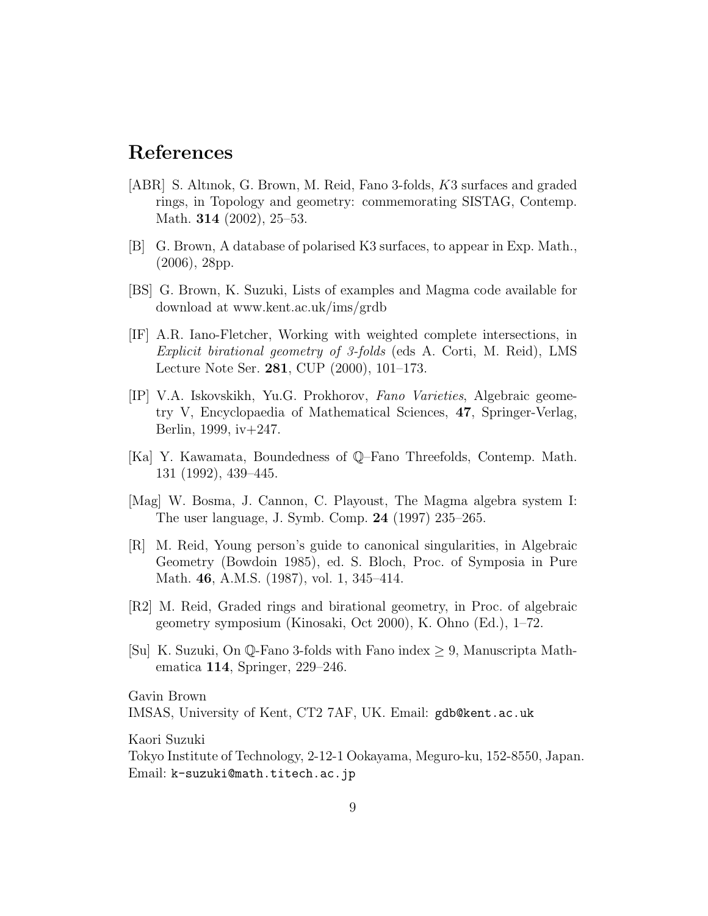# References

[ABR] S. Altınok, G. Brown, M. Reid, Fano 3-folds, $K3$ surfaces and graded rings, in Topology and geometry: commemorating SISTAG, Contemp. Math. **314** (2002), 25–53.

[B] G. Brown, A database of polarised K3 surfaces, to appear in Exp. Math., (2006), 28pp.

[BS] G. Brown, K. Suzuki, Lists of examples and Magma code available for download at www.kent.ac.uk/ims/grdb

[IF] A.R. Iano-Fletcher, Working with weighted complete intersections, in *Explicit birational geometry of 3-folds* (eds A. Corti, M. Reid), LMS Lecture Note Ser. **281**, CUP (2000), 101–173.

[IP] V.A. Iskovskikh, Yu.G. Prokhorov, *Fano Varieties*, Algebraic geometry V, Encyclopaedia of Mathematical Sciences, **47**, Springer-Verlag, Berlin, 1999, iv+247.

[Ka] Y. Kawamata, Boundedness of $\mathbb{Q}$–Fano Threefolds, Contemp. Math. 131 (1992), 439–445.

[Mag] W. Bosma, J. Cannon, C. Playoust, The Magma algebra system I: The user language, J. Symb. Comp. **24** (1997) 235–265.

[R] M. Reid, Young person's guide to canonical singularities, in Algebraic Geometry (Bowdoin 1985), ed. S. Bloch, Proc. of Symposia in Pure Math. **46**, A.M.S. (1987), vol. 1, 345–414.

[R2] M. Reid, Graded rings and birational geometry, in Proc. of algebraic geometry symposium (Kinosaki, Oct 2000), K. Ohno (Ed.), 1–72.

[Su] K. Suzuki, On $\mathbb{Q}$-Fano 3-folds with Fano index $\geq 9$, Manuscripta Mathematica **114**, Springer, 229–246.

Gavin Brown
IMSAS, University of Kent, CT2 7AF, UK. Email: `gdb@kent.ac.uk`

Kaori Suzuki
Tokyo Institute of Technology, 2-12-1 Ookayama, Meguro-ku, 152-8550, Japan.
Email: `k-suzuki@math.titech.ac.jp`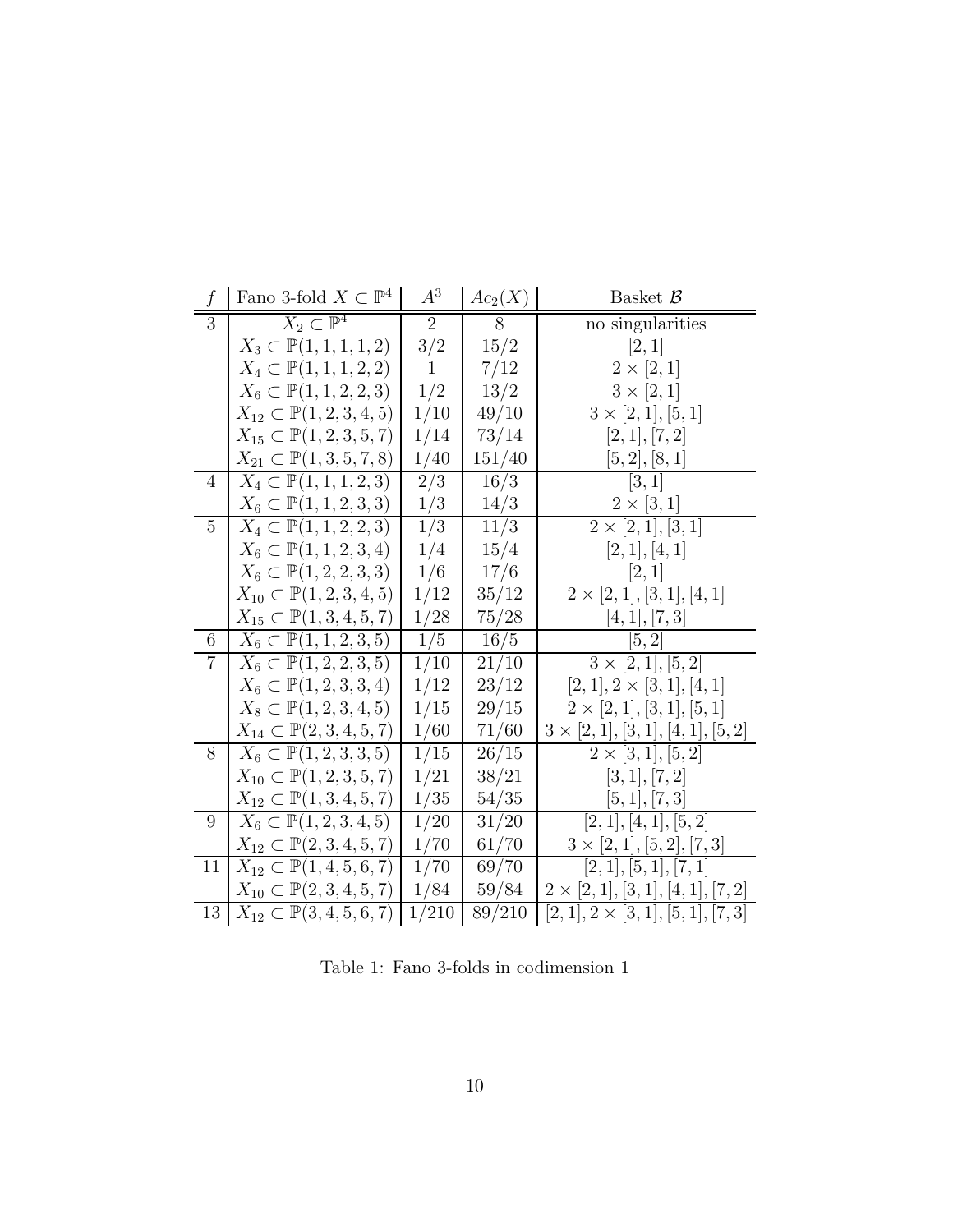| $f$ | Fano 3-fold $X \subset \mathbb{P}^4$ | $A^3$ | $Ac_2(X)$ | Basket $\mathcal{B}$ |
|---|---|---|---|---|
| 3 | $X_2 \subset \mathbb{P}^4$ | $2$ | $8$ | no singularities |
| | $X_3 \subset \mathbb{P}(1,1,1,1,2)$ | $3/2$ | $15/2$ | $[2,1]$ |
| | $X_4 \subset \mathbb{P}(1,1,1,2,2)$ | $1$ | $7/12$ | $2 \times [2,1]$ |
| | $X_6 \subset \mathbb{P}(1,1,2,2,3)$ | $1/2$ | $13/2$ | $3 \times [2,1]$ |
| | $X_{12} \subset \mathbb{P}(1,2,3,4,5)$ | $1/10$ | $49/10$ | $3 \times [2,1], [5,1]$ |
| | $X_{15} \subset \mathbb{P}(1,2,3,5,7)$ | $1/14$ | $73/14$ | $[2,1], [7,2]$ |
| | $X_{21} \subset \mathbb{P}(1,3,5,7,8)$ | $1/40$ | $151/40$ | $[5,2], [8,1]$ |
| 4 | $X_4 \subset \mathbb{P}(1,1,1,2,3)$ | $2/3$ | $16/3$ | $[3,1]$ |
| | $X_6 \subset \mathbb{P}(1,1,2,3,3)$ | $1/3$ | $14/3$ | $2 \times [3,1]$ |
| 5 | $X_4 \subset \mathbb{P}(1,1,2,2,3)$ | $1/3$ | $11/3$ | $2 \times [2,1], [3,1]$ |
| | $X_6 \subset \mathbb{P}(1,1,2,3,4)$ | $1/4$ | $15/4$ | $[2,1], [4,1]$ |
| | $X_6 \subset \mathbb{P}(1,2,2,3,3)$ | $1/6$ | $17/6$ | $[2,1]$ |
| | $X_{10} \subset \mathbb{P}(1,2,3,4,5)$ | $1/12$ | $35/12$ | $2 \times [2,1], [3,1], [4,1]$ |
| | $X_{15} \subset \mathbb{P}(1,3,4,5,7)$ | $1/28$ | $75/28$ | $[4,1], [7,3]$ |
| 6 | $X_6 \subset \mathbb{P}(1,1,2,3,5)$ | $1/5$ | $16/5$ | $[5,2]$ |
| 7 | $X_6 \subset \mathbb{P}(1,2,2,3,5)$ | $1/10$ | $21/10$ | $3 \times [2,1], [5,2]$ |
| | $X_6 \subset \mathbb{P}(1,2,3,3,4)$ | $1/12$ | $23/12$ | $[2,1], 2 \times [3,1], [4,1]$ |
| | $X_8 \subset \mathbb{P}(1,2,3,4,5)$ | $1/15$ | $29/15$ | $2 \times [2,1], [3,1], [5,1]$ |
| | $X_{14} \subset \mathbb{P}(2,3,4,5,7)$ | $1/60$ | $71/60$ | $3 \times [2,1], [3,1], [4,1], [5,2]$ |
| 8 | $X_6 \subset \mathbb{P}(1,2,3,3,5)$ | $1/15$ | $26/15$ | $2 \times [3,1], [5,2]$ |
| | $X_{10} \subset \mathbb{P}(1,2,3,5,7)$ | $1/21$ | $38/21$ | $[3,1], [7,2]$ |
| | $X_{12} \subset \mathbb{P}(1,3,4,5,7)$ | $1/35$ | $54/35$ | $[5,1], [7,3]$ |
| 9 | $X_6 \subset \mathbb{P}(1,2,3,4,5)$ | $1/20$ | $31/20$ | $[2,1], [4,1], [5,2]$ |
| | $X_{12} \subset \mathbb{P}(2,3,4,5,7)$ | $1/70$ | $61/70$ | $3 \times [2,1], [5,2], [7,3]$ |
| 11 | $X_{12} \subset \mathbb{P}(1,4,5,6,7)$ | $1/70$ | $69/70$ | $[2,1], [5,1], [7,1]$ |
| | $X_{10} \subset \mathbb{P}(2,3,4,5,7)$ | $1/84$ | $59/84$ | $2 \times [2,1], [3,1], [4,1], [7,2]$ |
| 13 | $X_{12} \subset \mathbb{P}(3,4,5,6,7)$ | $1/210$ | $89/210$ | $[2,1], 2 \times [3,1], [5,1], [7,3]$ |

Table 1: Fano 3-folds in codimension 1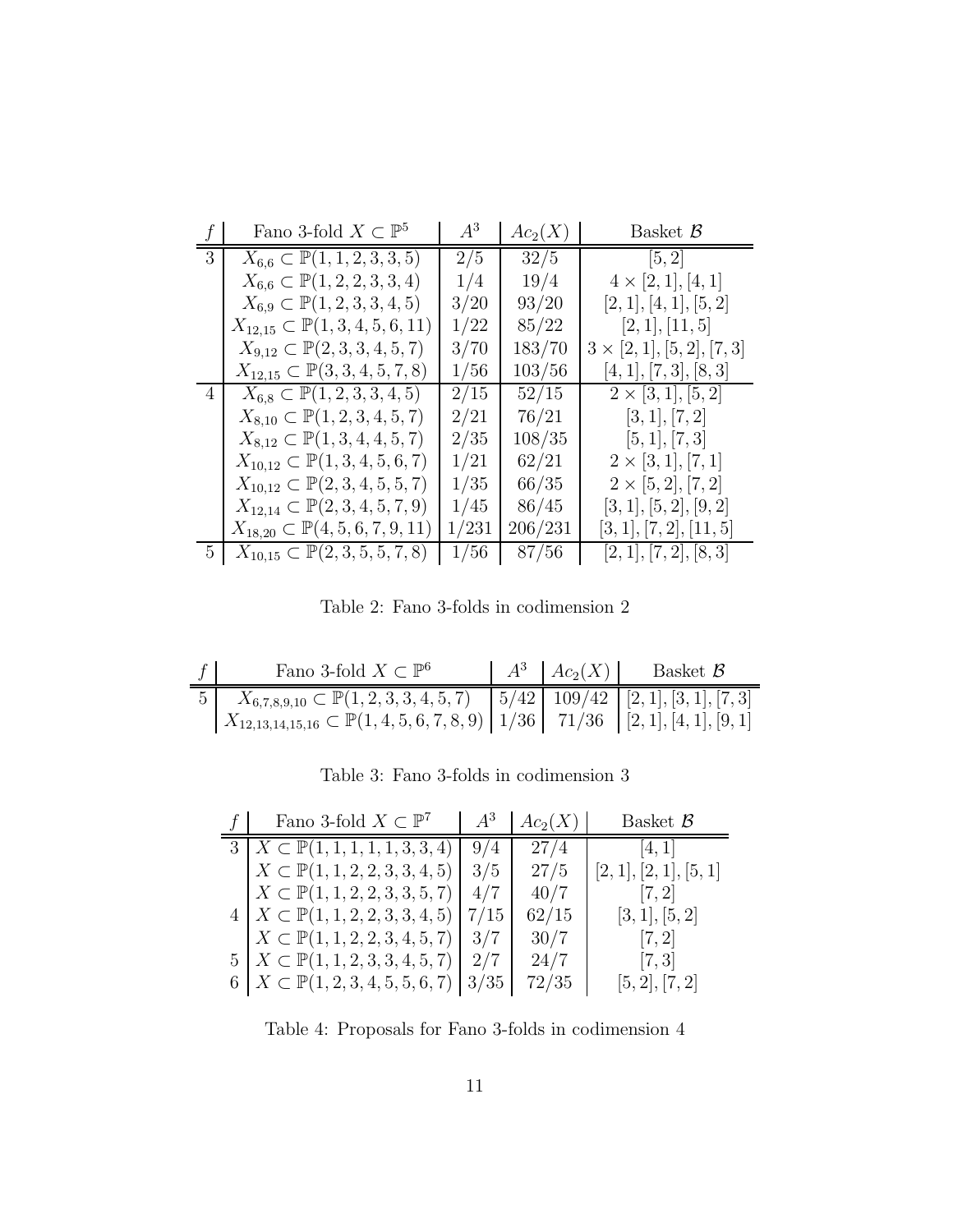| $f$ | Fano 3-fold $X \subset \mathbb{P}^5$ | $A^3$ | $Ac_2(X)$ | Basket $\mathcal{B}$ |
|---|---|---|---|---|
| 3 | $X_{6,6} \subset \mathbb{P}(1,1,2,3,3,5)$ | $2/5$ | $32/5$ | $[5,2]$ |
| | $X_{6,6} \subset \mathbb{P}(1,2,2,3,3,4)$ | $1/4$ | $19/4$ | $4 \times [2,1], [4,1]$ |
| | $X_{6,9} \subset \mathbb{P}(1,2,3,3,4,5)$ | $3/20$ | $93/20$ | $[2,1], [4,1], [5,2]$ |
| | $X_{12,15} \subset \mathbb{P}(1,3,4,5,6,11)$ | $1/22$ | $85/22$ | $[2,1], [11,5]$ |
| | $X_{9,12} \subset \mathbb{P}(2,3,3,4,5,7)$ | $3/70$ | $183/70$ | $3 \times [2,1], [5,2], [7,3]$ |
| | $X_{12,15} \subset \mathbb{P}(3,3,4,5,7,8)$ | $1/56$ | $103/56$ | $[4,1], [7,3], [8,3]$ |
| 4 | $X_{6,8} \subset \mathbb{P}(1,2,3,3,4,5)$ | $2/15$ | $52/15$ | $2 \times [3,1], [5,2]$ |
| | $X_{8,10} \subset \mathbb{P}(1,2,3,4,5,7)$ | $2/21$ | $76/21$ | $[3,1], [7,2]$ |
| | $X_{8,12} \subset \mathbb{P}(1,3,4,4,5,7)$ | $2/35$ | $108/35$ | $[5,1], [7,3]$ |
| | $X_{10,12} \subset \mathbb{P}(1,3,4,5,6,7)$ | $1/21$ | $62/21$ | $2 \times [3,1], [7,1]$ |
| | $X_{10,12} \subset \mathbb{P}(2,3,4,5,5,7)$ | $1/35$ | $66/35$ | $2 \times [5,2], [7,2]$ |
| | $X_{12,14} \subset \mathbb{P}(2,3,4,5,7,9)$ | $1/45$ | $86/45$ | $[3,1], [5,2], [9,2]$ |
| | $X_{18,20} \subset \mathbb{P}(4,5,6,7,9,11)$ | $1/231$ | $206/231$ | $[3,1], [7,2], [11,5]$ |
| 5 | $X_{10,15} \subset \mathbb{P}(2,3,5,5,7,8)$ | $1/56$ | $87/56$ | $[2,1], [7,2], [8,3]$ |

Table 2: Fano 3-folds in codimension 2

| $f$ | Fano 3-fold $X \subset \mathbb{P}^6$ | $A^3$ | $Ac_2(X)$ | Basket $\mathcal{B}$ |
|---|---|---|---|---|
| 5 | $X_{6,7,8,9,10} \subset \mathbb{P}(1,2,3,3,4,5,7)$ | $5/42$ | $109/42$ | $[2,1], [3,1], [7,3]$ |
| | $X_{12,13,14,15,16} \subset \mathbb{P}(1,4,5,6,7,8,9)$ | $1/36$ | $71/36$ | $[2,1], [4,1], [9,1]$ |

Table 3: Fano 3-folds in codimension 3

| $f$ | Fano 3-fold $X \subset \mathbb{P}^7$ | $A^3$ | $Ac_2(X)$ | Basket $\mathcal{B}$ |
|---|---|---|---|---|
| 3 | $X \subset \mathbb{P}(1,1,1,1,1,3,3,4)$ | $9/4$ | $27/4$ | $[4,1]$ |
| | $X \subset \mathbb{P}(1,1,2,2,3,3,4,5)$ | $3/5$ | $27/5$ | $[2,1], [2,1], [5,1]$ |
| | $X \subset \mathbb{P}(1,1,2,2,3,3,5,7)$ | $4/7$ | $40/7$ | $[7,2]$ |
| 4 | $X \subset \mathbb{P}(1,1,2,2,3,3,4,5)$ | $7/15$ | $62/15$ | $[3,1], [5,2]$ |
| | $X \subset \mathbb{P}(1,1,2,2,3,4,5,7)$ | $3/7$ | $30/7$ | $[7,2]$ |
| 5 | $X \subset \mathbb{P}(1,1,2,3,3,4,5,7)$ | $2/7$ | $24/7$ | $[7,3]$ |
| 6 | $X \subset \mathbb{P}(1,2,3,4,5,5,6,7)$ | $3/35$ | $72/35$ | $[5,2], [7,2]$ |

Table 4: Proposals for Fano 3-folds in codimension 4